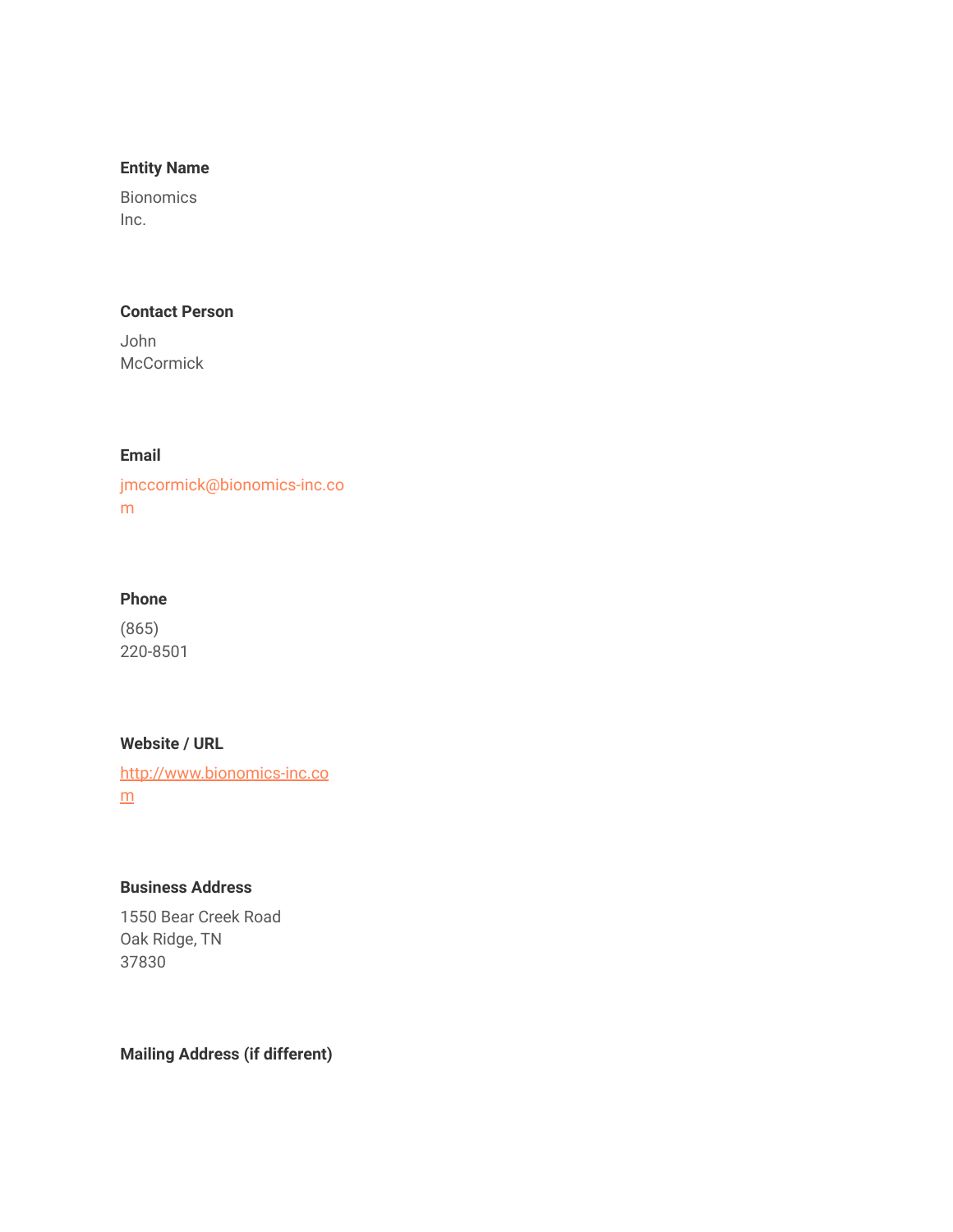**Entity Name**

Bionomics Inc.

**Contact Person**

John McCormick

**Email**

jmccormick@bionomics-inc.com

**Phone**

(865) 220-8501

**Website / URL**

[http://www.bionomics-inc.com](http://www.bionomics-inc.com)

**Business Address**

1550 Bear Creek Road
Oak Ridge, TN
37830

**Mailing Address (if different)**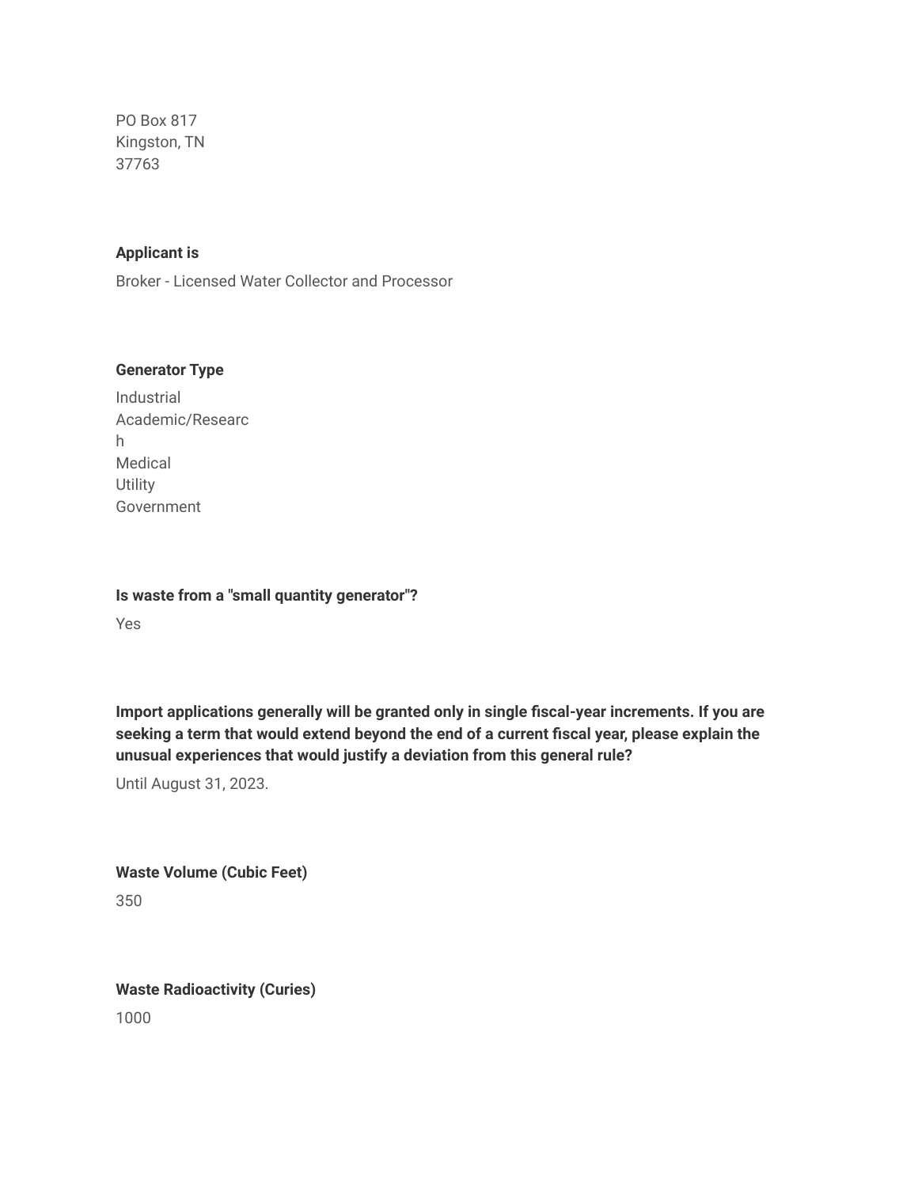PO Box 817
Kingston, TN
37763

**Applicant is**

Broker - Licensed Water Collector and Processor

**Generator Type**

Industrial
Academic/Research
Medical
Utility
Government

**Is waste from a "small quantity generator"?**

Yes

**Import applications generally will be granted only in single fiscal-year increments. If you are seeking a term that would extend beyond the end of a current fiscal year, please explain the unusual experiences that would justify a deviation from this general rule?**

Until August 31, 2023.

**Waste Volume (Cubic Feet)**

350

**Waste Radioactivity (Curies)**

1000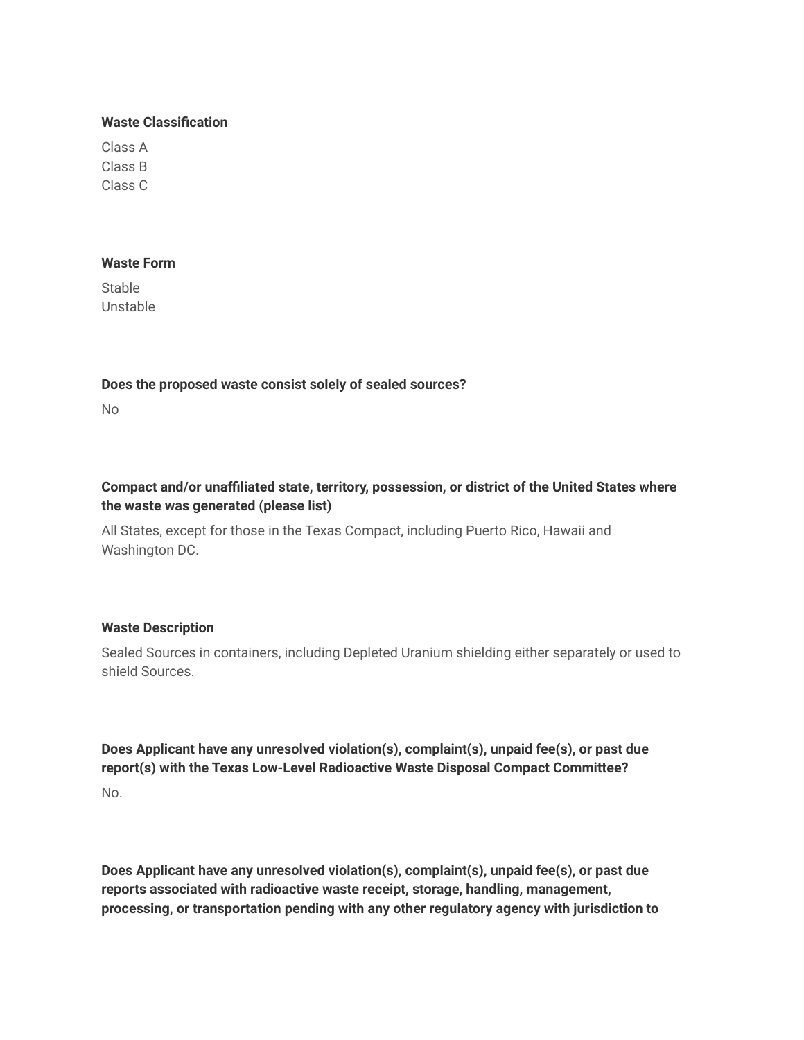**Waste Classification**

Class A
Class B
Class C

**Waste Form**

Stable
Unstable

**Does the proposed waste consist solely of sealed sources?**

No

**Compact and/or unaffiliated state, territory, possession, or district of the United States where the waste was generated (please list)**

All States, except for those in the Texas Compact, including Puerto Rico, Hawaii and Washington DC.

**Waste Description**

Sealed Sources in containers, including Depleted Uranium shielding either separately or used to shield Sources.

**Does Applicant have any unresolved violation(s), complaint(s), unpaid fee(s), or past due report(s) with the Texas Low-Level Radioactive Waste Disposal Compact Committee?**

No.

**Does Applicant have any unresolved violation(s), complaint(s), unpaid fee(s), or past due reports associated with radioactive waste receipt, storage, handling, management, processing, or transportation pending with any other regulatory agency with jurisdiction to**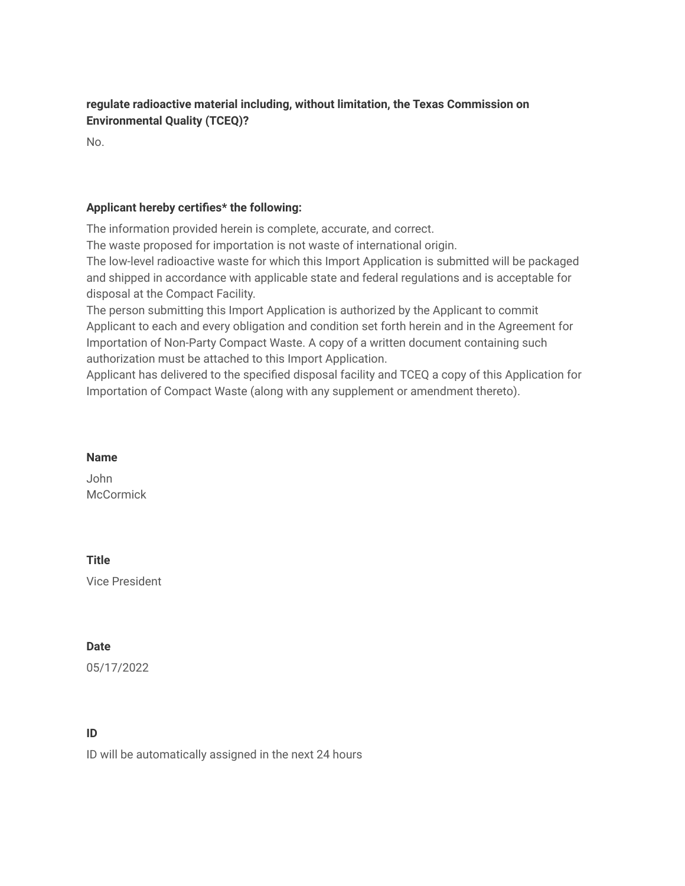**regulate radioactive material including, without limitation, the Texas Commission on Environmental Quality (TCEQ)?**

No.

**Applicant hereby certifies* the following:**

The information provided herein is complete, accurate, and correct.
The waste proposed for importation is not waste of international origin.
The low-level radioactive waste for which this Import Application is submitted will be packaged and shipped in accordance with applicable state and federal regulations and is acceptable for disposal at the Compact Facility.
The person submitting this Import Application is authorized by the Applicant to commit Applicant to each and every obligation and condition set forth herein and in the Agreement for Importation of Non-Party Compact Waste. A copy of a written document containing such authorization must be attached to this Import Application.
Applicant has delivered to the specified disposal facility and TCEQ a copy of this Application for Importation of Compact Waste (along with any supplement or amendment thereto).

**Name**

John
McCormick

**Title**

Vice President

**Date**

05/17/2022

**ID**

ID will be automatically assigned in the next 24 hours